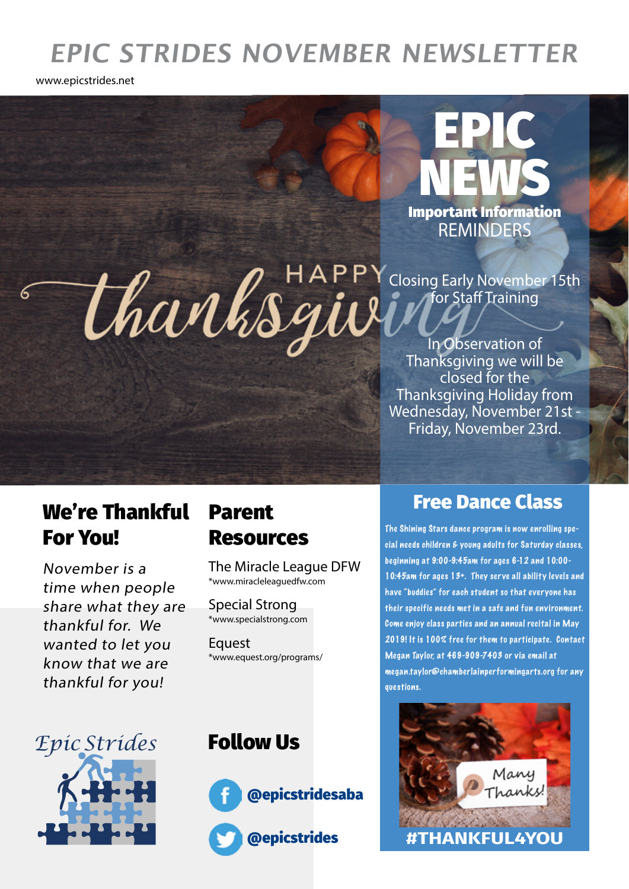# EPIC STRIDES NOVEMBER NEWSLETTER

www.epicstrides.net

HAPPY thanksgiving

## EPIC NEWS

**Important Information**

REMINDERS

Closing Early November 15th for Staff Training

In Observation of Thanksgiving we will be closed for the Thanksgiving Holiday from Wednesday, November 21st - Friday, November 23rd.

## We're Thankful For You!

*November is a time when people share what they are thankful for. We wanted to let you know that we are thankful for you!*

## Parent Resources

The Miracle League DFW
*www.miracleleaguedfw.com

Special Strong
*www.specialstrong.com

Equest
*www.equest.org/programs/

## Free Dance Class

The Shining Stars dance program is now enrolling special needs children & young adults for Saturday classes, beginning at 9:00-9:45am for ages 6-12 and 10:00-10:45am for ages 13+. They serve all ability levels and have "buddies" for each student so that everyone has their specific needs met in a safe and fun environment. Come enjoy class parties and an annual recital in May 2019! It is 100% free for them to participate. Contact Megan Taylor, at 469-909-7403 or via email at megan.taylor@chamberlainperformingarts.org for any questions.

Many Thanks!

#THANKFUL4YOU

Epic Strides

## Follow Us

@epicstridesaba

@epicstrides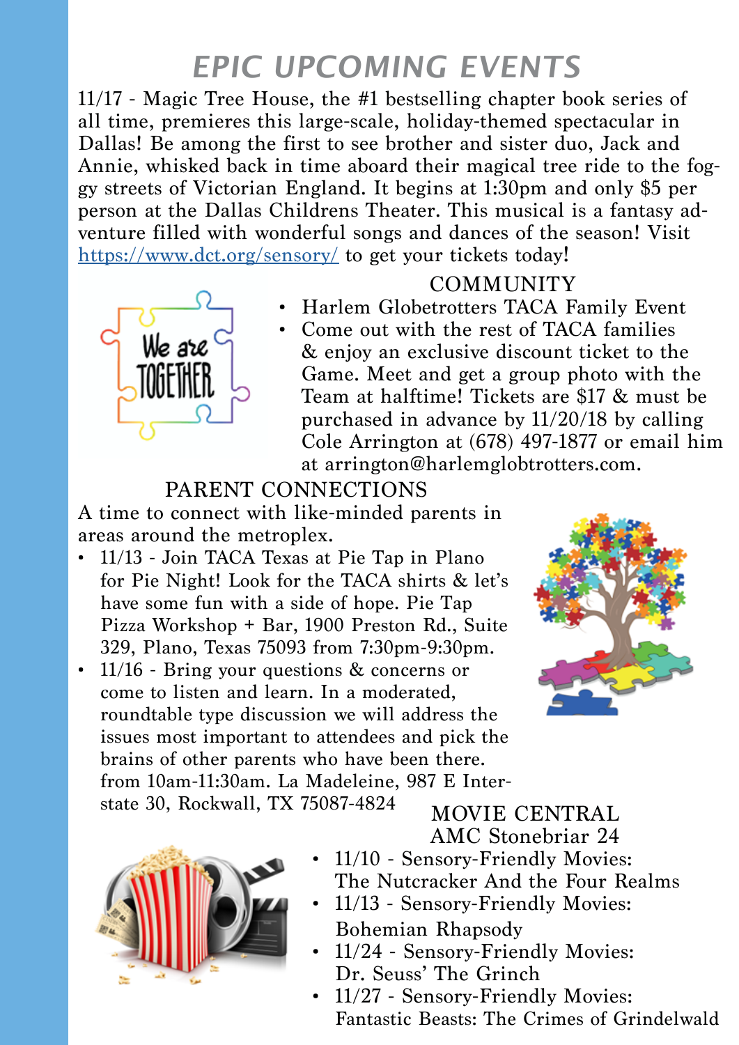# EPIC UPCOMING EVENTS

11/17 - Magic Tree House, the #1 bestselling chapter book series of all time, premieres this large-scale, holiday-themed spectacular in Dallas! Be among the first to see brother and sister duo, Jack and Annie, whisked back in time aboard their magical tree ride to the foggy streets of Victorian England. It begins at 1:30pm and only $5 per person at the Dallas Childrens Theater. This musical is a fantasy adventure filled with wonderful songs and dances of the season! Visit https://www.dct.org/sensory/ to get your tickets today!

## COMMUNITY

- Harlem Globetrotters TACA Family Event
- Come out with the rest of TACA families & enjoy an exclusive discount ticket to the Game. Meet and get a group photo with the Team at halftime! Tickets are $17 & must be purchased in advance by 11/20/18 by calling Cole Arrington at (678) 497-1877 or email him at arrington@harlemglobtrotters.com.

## PARENT CONNECTIONS

A time to connect with like-minded parents in areas around the metroplex.

- 11/13 - Join TACA Texas at Pie Tap in Plano for Pie Night! Look for the TACA shirts & let's have some fun with a side of hope. Pie Tap Pizza Workshop + Bar, 1900 Preston Rd., Suite 329, Plano, Texas 75093 from 7:30pm-9:30pm.
- 11/16 - Bring your questions & concerns or come to listen and learn. In a moderated, roundtable type discussion we will address the issues most important to attendees and pick the brains of other parents who have been there. from 10am-11:30am. La Madeleine, 987 E Interstate 30, Rockwall, TX 75087-4824

## MOVIE CENTRAL

AMC Stonebriar 24

- 11/10 - Sensory-Friendly Movies: The Nutcracker And the Four Realms
- 11/13 - Sensory-Friendly Movies: Bohemian Rhapsody
- 11/24 - Sensory-Friendly Movies: Dr. Seuss' The Grinch
- 11/27 - Sensory-Friendly Movies: Fantastic Beasts: The Crimes of Grindelwald